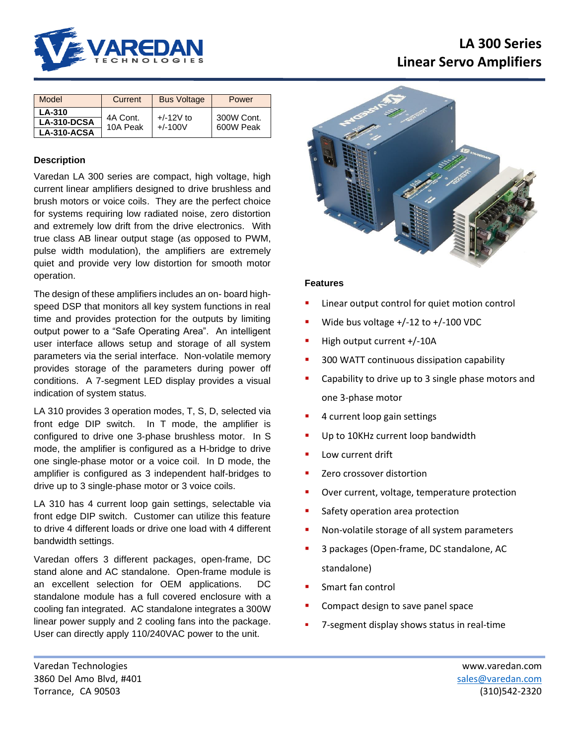# LA 300 Series
# Linear Servo Amplifiers

| Model | Current | Bus Voltage | Power |
|---|---|---|---|
| **LA-310**<br>**LA-310-DCSA**<br>**LA-310-ACSA** | 4A Cont.<br>10A Peak | +/-12V to<br>+/-100V | 300W Cont.<br>600W Peak |

### Description

Varedan LA 300 series are compact, high voltage, high current linear amplifiers designed to drive brushless and brush motors or voice coils. They are the perfect choice for systems requiring low radiated noise, zero distortion and extremely low drift from the drive electronics. With true class AB linear output stage (as opposed to PWM, pulse width modulation), the amplifiers are extremely quiet and provide very low distortion for smooth motor operation.

The design of these amplifiers includes an on- board high-speed DSP that monitors all key system functions in real time and provides protection for the outputs by limiting output power to a "Safe Operating Area". An intelligent user interface allows setup and storage of all system parameters via the serial interface. Non-volatile memory provides storage of the parameters during power off conditions. A 7-segment LED display provides a visual indication of system status.

LA 310 provides 3 operation modes, T, S, D, selected via front edge DIP switch. In T mode, the amplifier is configured to drive one 3-phase brushless motor. In S mode, the amplifier is configured as a H-bridge to drive one single-phase motor or a voice coil. In D mode, the amplifier is configured as 3 independent half-bridges to drive up to 3 single-phase motor or 3 voice coils.

LA 310 has 4 current loop gain settings, selectable via front edge DIP switch. Customer can utilize this feature to drive 4 different loads or drive one load with 4 different bandwidth settings.

Varedan offers 3 different packages, open-frame, DC stand alone and AC standalone. Open-frame module is an excellent selection for OEM applications. DC standalone module has a full covered enclosure with a cooling fan integrated. AC standalone integrates a 300W linear power supply and 2 cooling fans into the package. User can directly apply 110/240VAC power to the unit.

### Features

- Linear output control for quiet motion control
- Wide bus voltage +/-12 to +/-100 VDC
- High output current +/-10A
- 300 WATT continuous dissipation capability
- Capability to drive up to 3 single phase motors and one 3-phase motor
- 4 current loop gain settings
- Up to 10KHz current loop bandwidth
- Low current drift
- Zero crossover distortion
- Over current, voltage, temperature protection
- Safety operation area protection
- Non-volatile storage of all system parameters
- 3 packages (Open-frame, DC standalone, AC standalone)
- Smart fan control
- Compact design to save panel space
- 7-segment display shows status in real-time

Varedan Technologies
3860 Del Amo Blvd, #401
Torrance, CA 90503

www.varedan.com
sales@varedan.com
(310)542-2320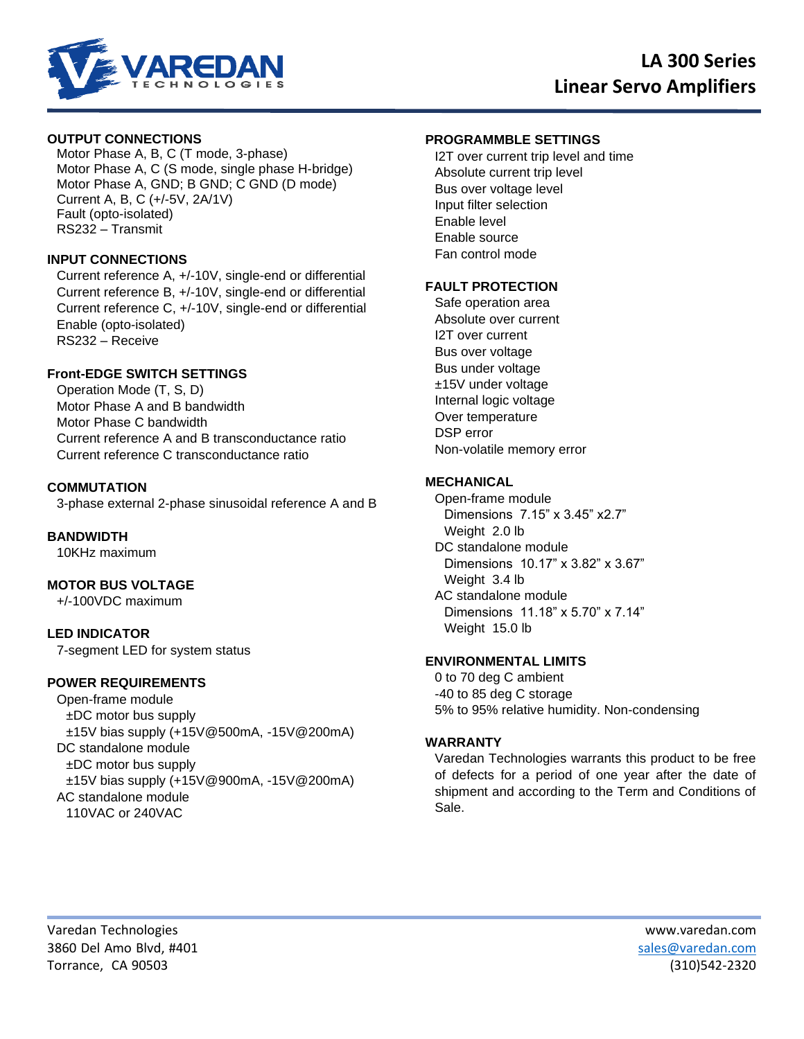# LA 300 Series Linear Servo Amplifiers

## OUTPUT CONNECTIONS

Motor Phase A, B, C (T mode, 3-phase)
Motor Phase A, C (S mode, single phase H-bridge)
Motor Phase A, GND; B GND; C GND (D mode)
Current A, B, C (+/-5V, 2A/1V)
Fault (opto-isolated)
RS232 – Transmit

## INPUT CONNECTIONS

Current reference A, +/-10V, single-end or differential
Current reference B, +/-10V, single-end or differential
Current reference C, +/-10V, single-end or differential
Enable (opto-isolated)
RS232 – Receive

## Front-EDGE SWITCH SETTINGS

Operation Mode (T, S, D)
Motor Phase A and B bandwidth
Motor Phase C bandwidth
Current reference A and B transconductance ratio
Current reference C transconductance ratio

## COMMUTATION

3-phase external 2-phase sinusoidal reference A and B

## BANDWIDTH

10KHz maximum

## MOTOR BUS VOLTAGE

+/-100VDC maximum

## LED INDICATOR

7-segment LED for system status

## POWER REQUIREMENTS

Open-frame module
- ±DC motor bus supply
- ±15V bias supply (+15V@500mA, -15V@200mA)

DC standalone module
- ±DC motor bus supply
- ±15V bias supply (+15V@900mA, -15V@200mA)

AC standalone module
- 110VAC or 240VAC

## PROGRAMMBLE SETTINGS

I2T over current trip level and time
Absolute current trip level
Bus over voltage level
Input filter selection
Enable level
Enable source
Fan control mode

## FAULT PROTECTION

Safe operation area
Absolute over current
I2T over current
Bus over voltage
Bus under voltage
±15V under voltage
Internal logic voltage
Over temperature
DSP error
Non-volatile memory error

## MECHANICAL

Open-frame module
- Dimensions 7.15" x 3.45" x2.7"
- Weight 2.0 lb

DC standalone module
- Dimensions 10.17" x 3.82" x 3.67"
- Weight 3.4 lb

AC standalone module
- Dimensions 11.18" x 5.70" x 7.14"
- Weight 15.0 lb

## ENVIRONMENTAL LIMITS

0 to 70 deg C ambient
-40 to 85 deg C storage
5% to 95% relative humidity. Non-condensing

## WARRANTY

Varedan Technologies warrants this product to be free of defects for a period of one year after the date of shipment and according to the Term and Conditions of Sale.

Varedan Technologies
3860 Del Amo Blvd, #401
Torrance, CA 90503

www.varedan.com
sales@varedan.com
(310)542-2320